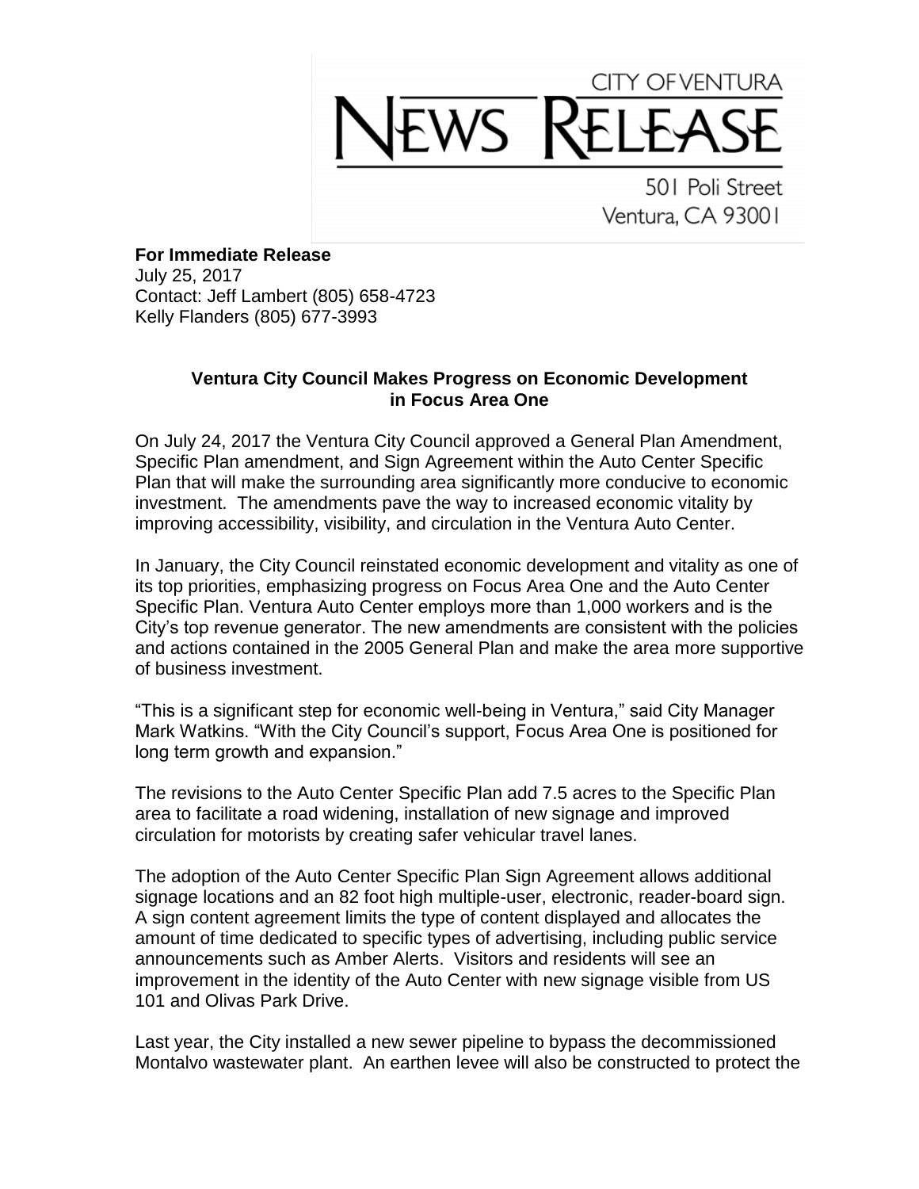CITY OF VENTURA

# NEWS RELEASE

501 Poli Street
Ventura, CA 93001

**For Immediate Release**
July 25, 2017
Contact: Jeff Lambert (805) 658-4723
Kelly Flanders (805) 677-3993

## Ventura City Council Makes Progress on Economic Development in Focus Area One

On July 24, 2017 the Ventura City Council approved a General Plan Amendment, Specific Plan amendment, and Sign Agreement within the Auto Center Specific Plan that will make the surrounding area significantly more conducive to economic investment. The amendments pave the way to increased economic vitality by improving accessibility, visibility, and circulation in the Ventura Auto Center.

In January, the City Council reinstated economic development and vitality as one of its top priorities, emphasizing progress on Focus Area One and the Auto Center Specific Plan. Ventura Auto Center employs more than 1,000 workers and is the City's top revenue generator. The new amendments are consistent with the policies and actions contained in the 2005 General Plan and make the area more supportive of business investment.

"This is a significant step for economic well-being in Ventura," said City Manager Mark Watkins. "With the City Council's support, Focus Area One is positioned for long term growth and expansion."

The revisions to the Auto Center Specific Plan add 7.5 acres to the Specific Plan area to facilitate a road widening, installation of new signage and improved circulation for motorists by creating safer vehicular travel lanes.

The adoption of the Auto Center Specific Plan Sign Agreement allows additional signage locations and an 82 foot high multiple-user, electronic, reader-board sign. A sign content agreement limits the type of content displayed and allocates the amount of time dedicated to specific types of advertising, including public service announcements such as Amber Alerts. Visitors and residents will see an improvement in the identity of the Auto Center with new signage visible from US 101 and Olivas Park Drive.

Last year, the City installed a new sewer pipeline to bypass the decommissioned Montalvo wastewater plant. An earthen levee will also be constructed to protect the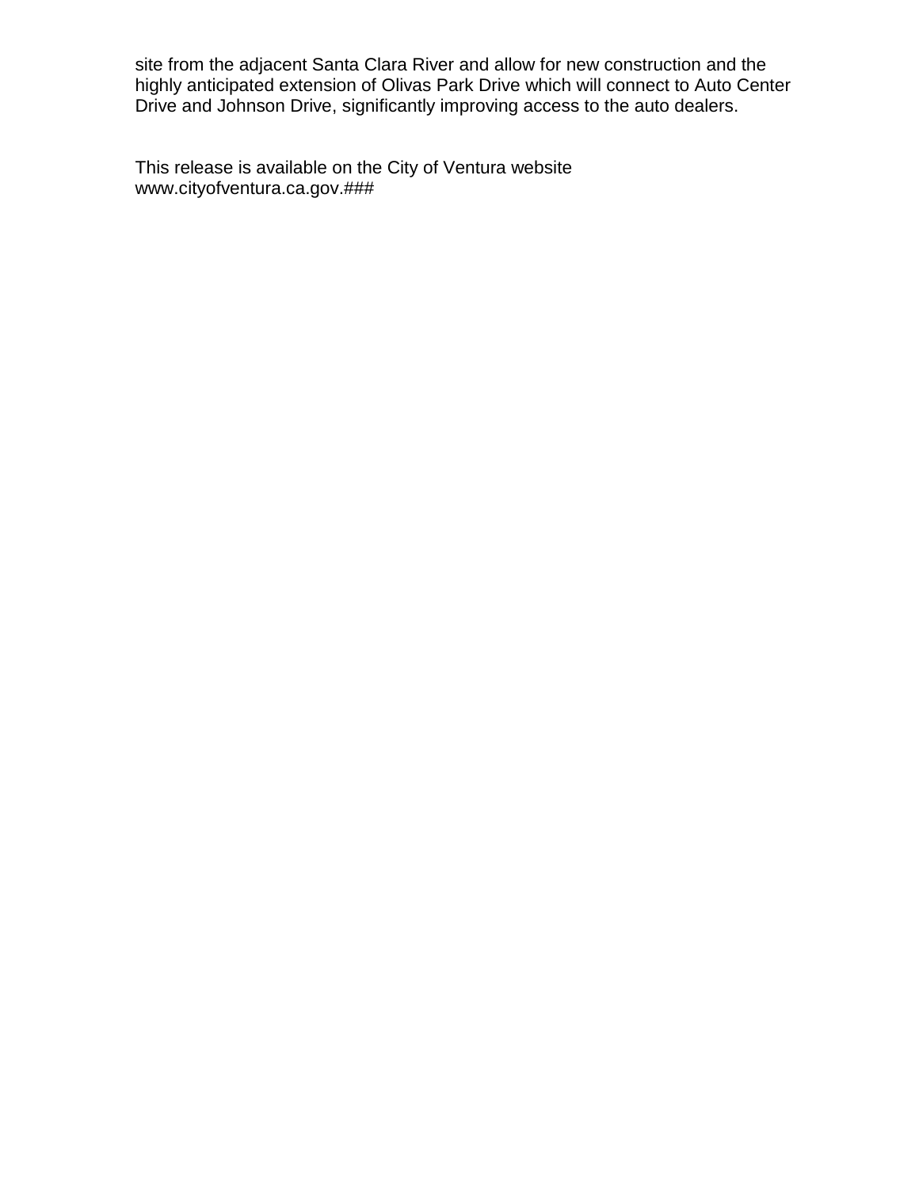site from the adjacent Santa Clara River and allow for new construction and the highly anticipated extension of Olivas Park Drive which will connect to Auto Center Drive and Johnson Drive, significantly improving access to the auto dealers.

This release is available on the City of Ventura website www.cityofventura.ca.gov.###